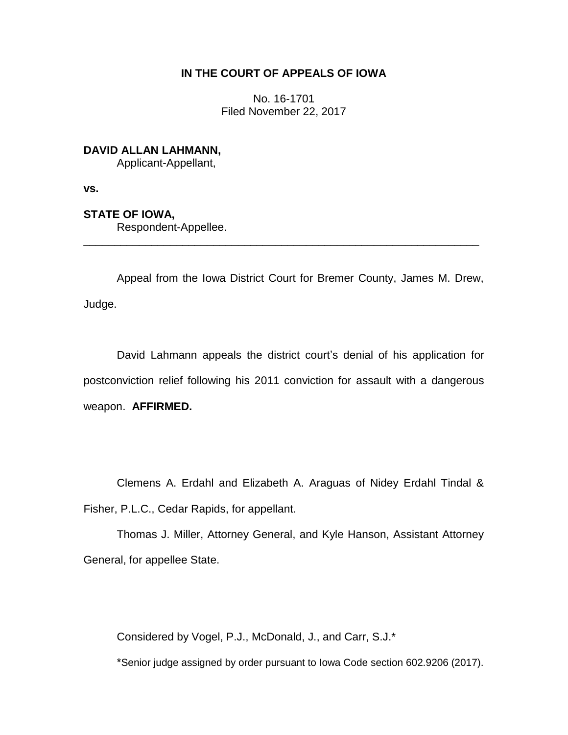**IN THE COURT OF APPEALS OF IOWA**

No. 16-1701
Filed November 22, 2017

**DAVID ALLAN LAHMANN,**
Applicant-Appellant,

**vs.**

**STATE OF IOWA,**
Respondent-Appellee.

---

Appeal from the Iowa District Court for Bremer County, James M. Drew, Judge.

David Lahmann appeals the district court's denial of his application for postconviction relief following his 2011 conviction for assault with a dangerous weapon. **AFFIRMED.**

Clemens A. Erdahl and Elizabeth A. Araguas of Nidey Erdahl Tindal & Fisher, P.L.C., Cedar Rapids, for appellant.

Thomas J. Miller, Attorney General, and Kyle Hanson, Assistant Attorney General, for appellee State.

Considered by Vogel, P.J., McDonald, J., and Carr, S.J.*

*Senior judge assigned by order pursuant to Iowa Code section 602.9206 (2017).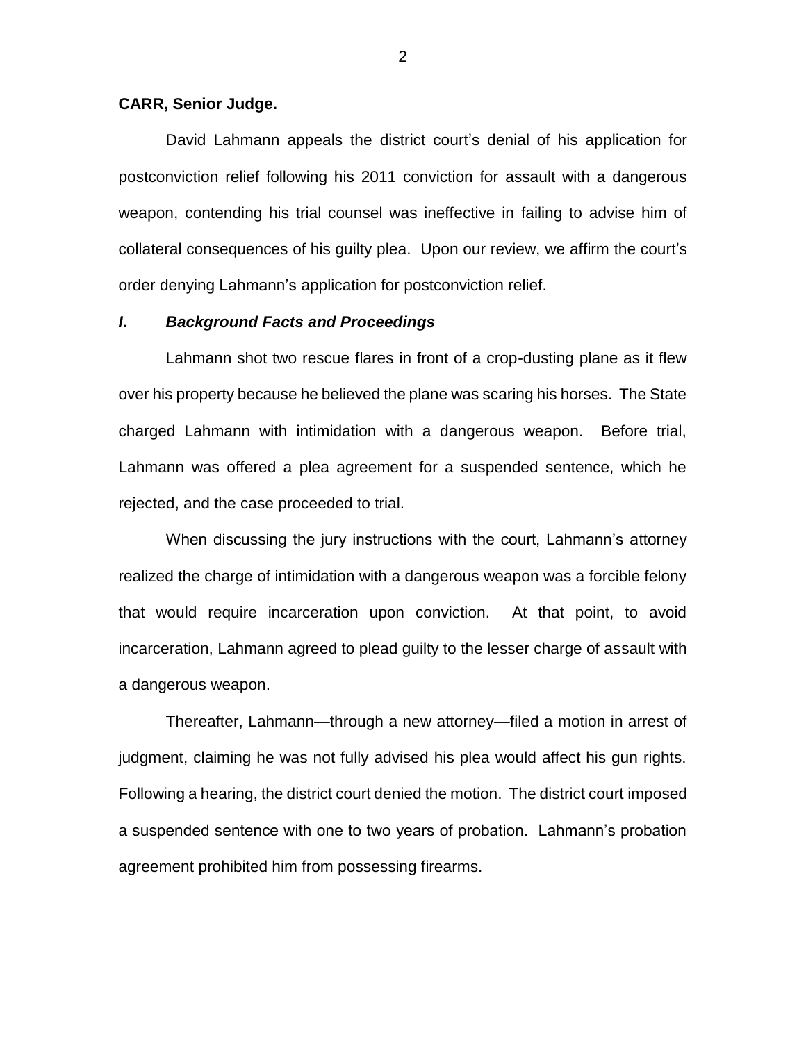**CARR, Senior Judge.**

David Lahmann appeals the district court's denial of his application for postconviction relief following his 2011 conviction for assault with a dangerous weapon, contending his trial counsel was ineffective in failing to advise him of collateral consequences of his guilty plea. Upon our review, we affirm the court's order denying Lahmann's application for postconviction relief.

## *I. Background Facts and Proceedings*

Lahmann shot two rescue flares in front of a crop-dusting plane as it flew over his property because he believed the plane was scaring his horses. The State charged Lahmann with intimidation with a dangerous weapon. Before trial, Lahmann was offered a plea agreement for a suspended sentence, which he rejected, and the case proceeded to trial.

When discussing the jury instructions with the court, Lahmann's attorney realized the charge of intimidation with a dangerous weapon was a forcible felony that would require incarceration upon conviction. At that point, to avoid incarceration, Lahmann agreed to plead guilty to the lesser charge of assault with a dangerous weapon.

Thereafter, Lahmann—through a new attorney—filed a motion in arrest of judgment, claiming he was not fully advised his plea would affect his gun rights. Following a hearing, the district court denied the motion. The district court imposed a suspended sentence with one to two years of probation. Lahmann's probation agreement prohibited him from possessing firearms.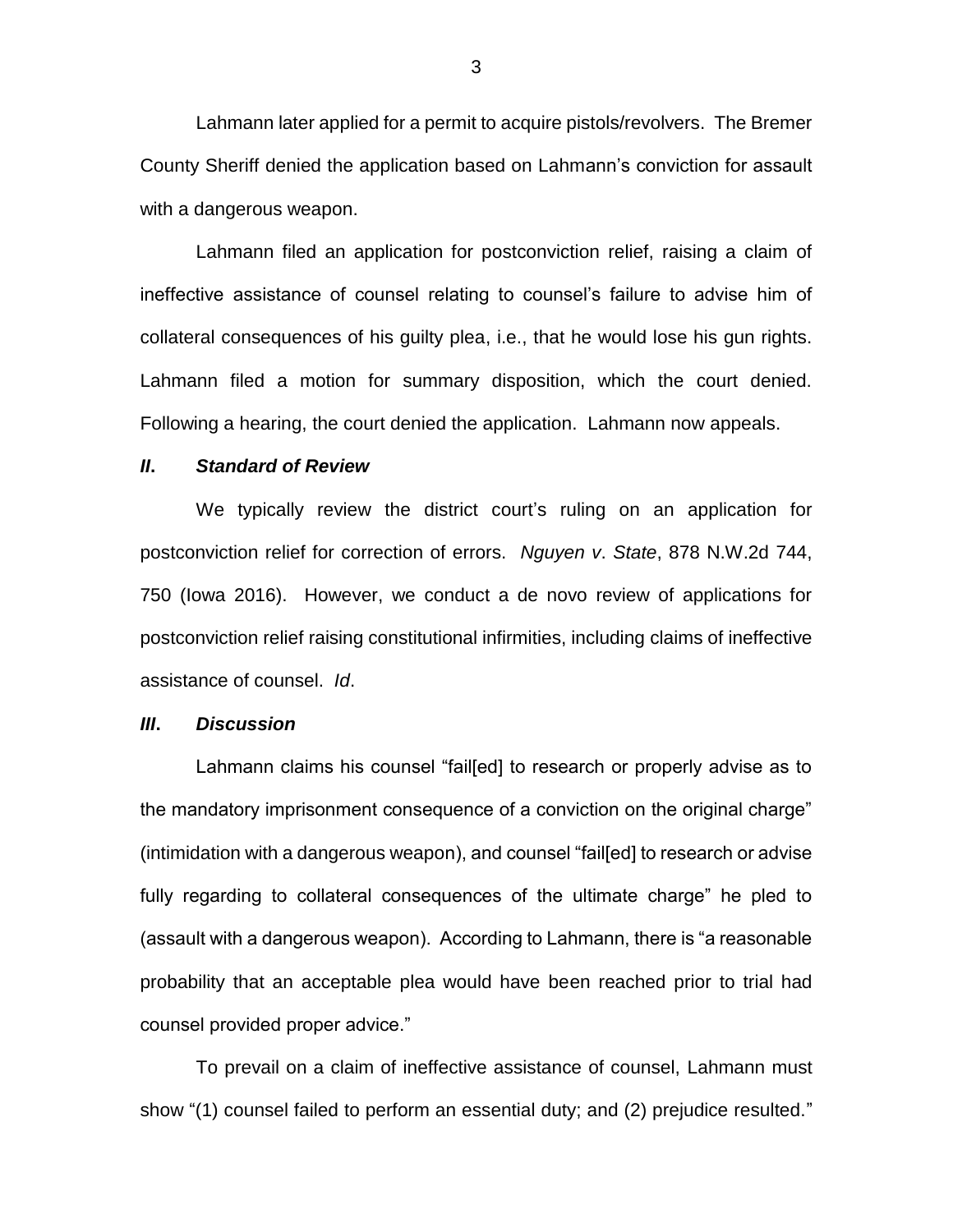Lahmann later applied for a permit to acquire pistols/revolvers. The Bremer County Sheriff denied the application based on Lahmann's conviction for assault with a dangerous weapon.

Lahmann filed an application for postconviction relief, raising a claim of ineffective assistance of counsel relating to counsel's failure to advise him of collateral consequences of his guilty plea, i.e., that he would lose his gun rights. Lahmann filed a motion for summary disposition, which the court denied. Following a hearing, the court denied the application. Lahmann now appeals.

### *II. Standard of Review*

We typically review the district court's ruling on an application for postconviction relief for correction of errors. *Nguyen v. State*, 878 N.W.2d 744, 750 (Iowa 2016). However, we conduct a de novo review of applications for postconviction relief raising constitutional infirmities, including claims of ineffective assistance of counsel. *Id*.

### *III. Discussion*

Lahmann claims his counsel "fail[ed] to research or properly advise as to the mandatory imprisonment consequence of a conviction on the original charge" (intimidation with a dangerous weapon), and counsel "fail[ed] to research or advise fully regarding to collateral consequences of the ultimate charge" he pled to (assault with a dangerous weapon). According to Lahmann, there is "a reasonable probability that an acceptable plea would have been reached prior to trial had counsel provided proper advice."

To prevail on a claim of ineffective assistance of counsel, Lahmann must show "(1) counsel failed to perform an essential duty; and (2) prejudice resulted."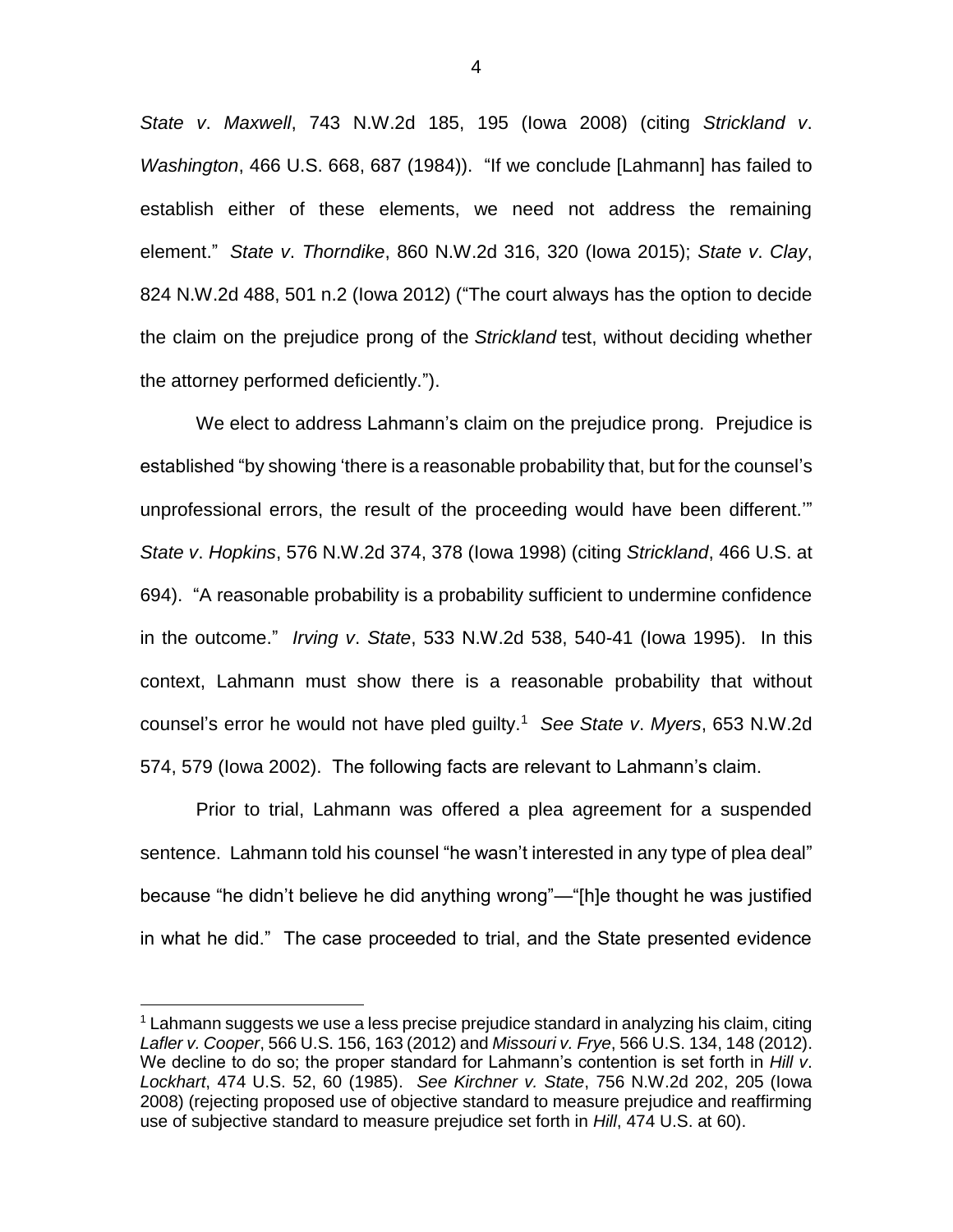*State v. Maxwell*, 743 N.W.2d 185, 195 (Iowa 2008) (citing *Strickland v. Washington*, 466 U.S. 668, 687 (1984)). "If we conclude [Lahmann] has failed to establish either of these elements, we need not address the remaining element." *State v. Thorndike*, 860 N.W.2d 316, 320 (Iowa 2015); *State v. Clay*, 824 N.W.2d 488, 501 n.2 (Iowa 2012) ("The court always has the option to decide the claim on the prejudice prong of the *Strickland* test, without deciding whether the attorney performed deficiently.").

We elect to address Lahmann's claim on the prejudice prong. Prejudice is established "by showing 'there is a reasonable probability that, but for the counsel's unprofessional errors, the result of the proceeding would have been different.'" *State v. Hopkins*, 576 N.W.2d 374, 378 (Iowa 1998) (citing *Strickland*, 466 U.S. at 694). "A reasonable probability is a probability sufficient to undermine confidence in the outcome." *Irving v. State*, 533 N.W.2d 538, 540-41 (Iowa 1995). In this context, Lahmann must show there is a reasonable probability that without counsel's error he would not have pled guilty.[1] *See State v. Myers*, 653 N.W.2d 574, 579 (Iowa 2002). The following facts are relevant to Lahmann's claim.

Prior to trial, Lahmann was offered a plea agreement for a suspended sentence. Lahmann told his counsel "he wasn't interested in any type of plea deal" because "he didn't believe he did anything wrong"—"[h]e thought he was justified in what he did." The case proceeded to trial, and the State presented evidence

[1] Lahmann suggests we use a less precise prejudice standard in analyzing his claim, citing *Lafler v. Cooper*, 566 U.S. 156, 163 (2012) and *Missouri v. Frye*, 566 U.S. 134, 148 (2012). We decline to do so; the proper standard for Lahmann's contention is set forth in *Hill v. Lockhart*, 474 U.S. 52, 60 (1985). *See Kirchner v. State*, 756 N.W.2d 202, 205 (Iowa 2008) (rejecting proposed use of objective standard to measure prejudice and reaffirming use of subjective standard to measure prejudice set forth in *Hill*, 474 U.S. at 60).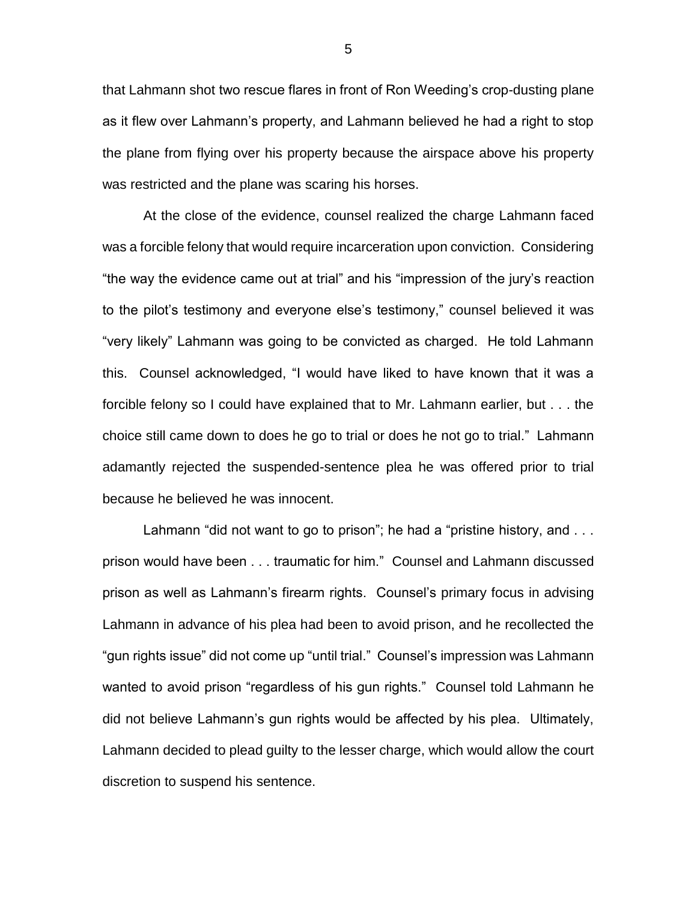that Lahmann shot two rescue flares in front of Ron Weeding's crop-dusting plane as it flew over Lahmann's property, and Lahmann believed he had a right to stop the plane from flying over his property because the airspace above his property was restricted and the plane was scaring his horses.

At the close of the evidence, counsel realized the charge Lahmann faced was a forcible felony that would require incarceration upon conviction. Considering "the way the evidence came out at trial" and his "impression of the jury's reaction to the pilot's testimony and everyone else's testimony," counsel believed it was "very likely" Lahmann was going to be convicted as charged. He told Lahmann this. Counsel acknowledged, "I would have liked to have known that it was a forcible felony so I could have explained that to Mr. Lahmann earlier, but . . . the choice still came down to does he go to trial or does he not go to trial." Lahmann adamantly rejected the suspended-sentence plea he was offered prior to trial because he believed he was innocent.

Lahmann "did not want to go to prison"; he had a "pristine history, and . . . prison would have been . . . traumatic for him." Counsel and Lahmann discussed prison as well as Lahmann's firearm rights. Counsel's primary focus in advising Lahmann in advance of his plea had been to avoid prison, and he recollected the "gun rights issue" did not come up "until trial." Counsel's impression was Lahmann wanted to avoid prison "regardless of his gun rights." Counsel told Lahmann he did not believe Lahmann's gun rights would be affected by his plea. Ultimately, Lahmann decided to plead guilty to the lesser charge, which would allow the court discretion to suspend his sentence.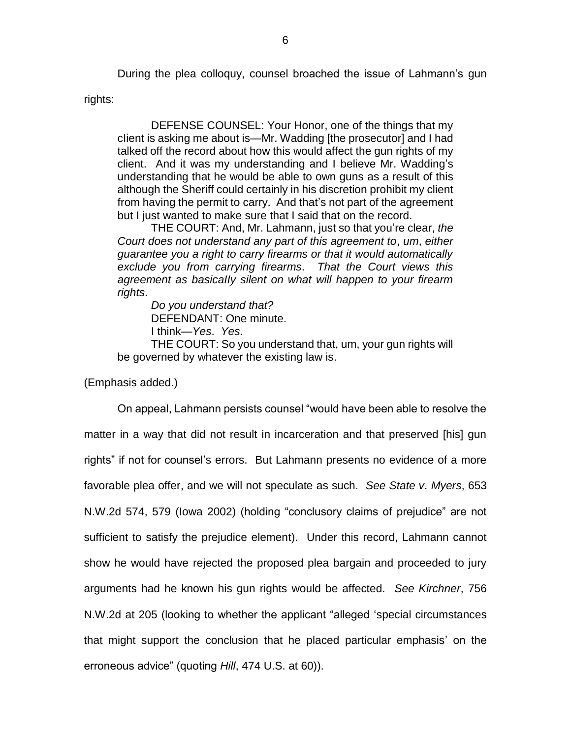During the plea colloquy, counsel broached the issue of Lahmann's gun rights:

> DEFENSE COUNSEL: Your Honor, one of the things that my client is asking me about is—Mr. Wadding [the prosecutor] and I had talked off the record about how this would affect the gun rights of my client. And it was my understanding and I believe Mr. Wadding's understanding that he would be able to own guns as a result of this although the Sheriff could certainly in his discretion prohibit my client from having the permit to carry. And that's not part of the agreement but I just wanted to make sure that I said that on the record.
>
> THE COURT: And, Mr. Lahmann, just so that you're clear, *the Court does not understand any part of this agreement to*, *um*, *either guarantee you a right to carry firearms or that it would automatically exclude you from carrying firearms*. *That the Court views this agreement as basically silent on what will happen to your firearm rights*.
>
> *Do you understand that?*
>
> DEFENDANT: One minute.
>
> I think—*Yes*. *Yes*.
>
> THE COURT: So you understand that, um, your gun rights will be governed by whatever the existing law is.

(Emphasis added.)

On appeal, Lahmann persists counsel "would have been able to resolve the matter in a way that did not result in incarceration and that preserved [his] gun rights" if not for counsel's errors. But Lahmann presents no evidence of a more favorable plea offer, and we will not speculate as such. *See State v*. *Myers*, 653 N.W.2d 574, 579 (Iowa 2002) (holding "conclusory claims of prejudice" are not sufficient to satisfy the prejudice element). Under this record, Lahmann cannot show he would have rejected the proposed plea bargain and proceeded to jury arguments had he known his gun rights would be affected. *See Kirchner*, 756 N.W.2d at 205 (looking to whether the applicant "alleged 'special circumstances that might support the conclusion that he placed particular emphasis' on the erroneous advice" (quoting *Hill*, 474 U.S. at 60)).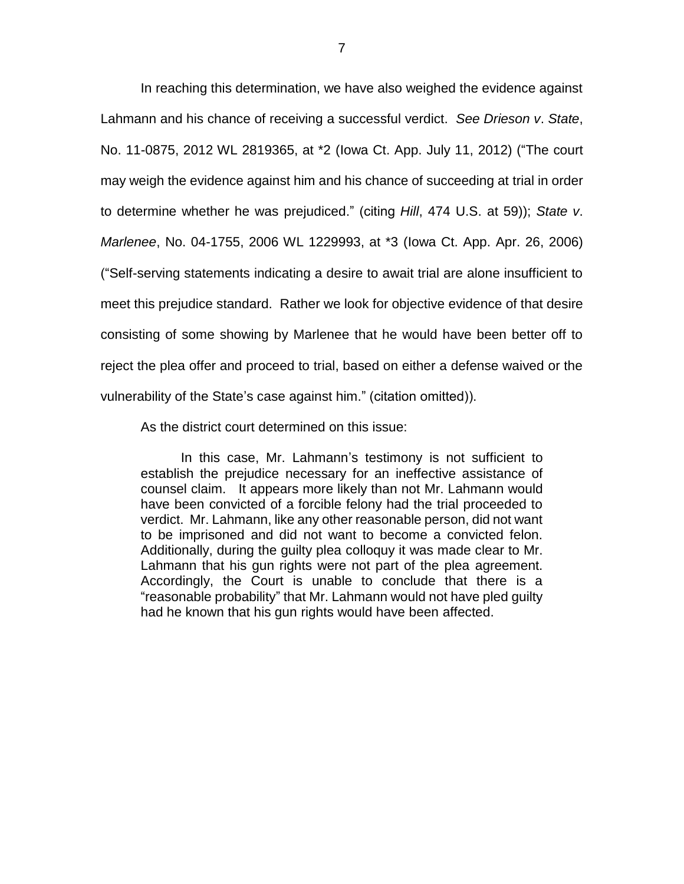In reaching this determination, we have also weighed the evidence against Lahmann and his chance of receiving a successful verdict. *See Drieson v. State*, No. 11-0875, 2012 WL 2819365, at *2 (Iowa Ct. App. July 11, 2012) ("The court may weigh the evidence against him and his chance of succeeding at trial in order to determine whether he was prejudiced." (citing *Hill*, 474 U.S. at 59)); *State v. Marlenee*, No. 04-1755, 2006 WL 1229993, at *3 (Iowa Ct. App. Apr. 26, 2006) ("Self-serving statements indicating a desire to await trial are alone insufficient to meet this prejudice standard. Rather we look for objective evidence of that desire consisting of some showing by Marlenee that he would have been better off to reject the plea offer and proceed to trial, based on either a defense waived or the vulnerability of the State's case against him." (citation omitted)).

As the district court determined on this issue:

> In this case, Mr. Lahmann's testimony is not sufficient to establish the prejudice necessary for an ineffective assistance of counsel claim. It appears more likely than not Mr. Lahmann would have been convicted of a forcible felony had the trial proceeded to verdict. Mr. Lahmann, like any other reasonable person, did not want to be imprisoned and did not want to become a convicted felon. Additionally, during the guilty plea colloquy it was made clear to Mr. Lahmann that his gun rights were not part of the plea agreement. Accordingly, the Court is unable to conclude that there is a "reasonable probability" that Mr. Lahmann would not have pled guilty had he known that his gun rights would have been affected.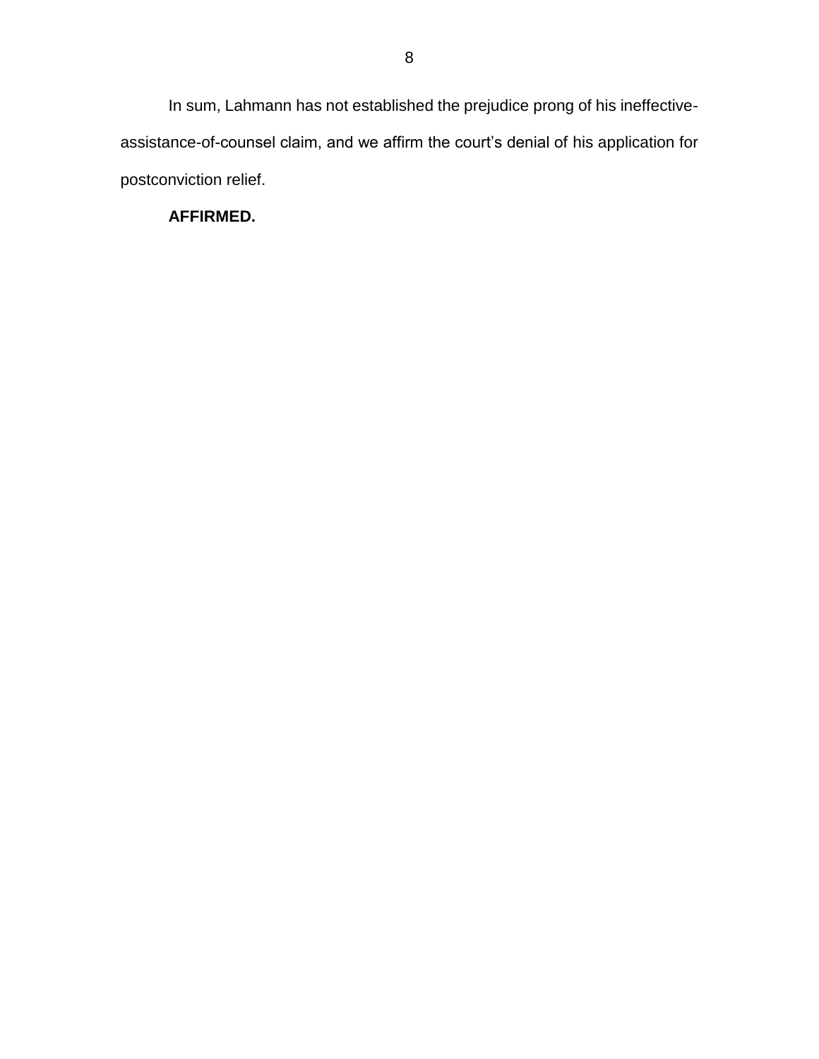In sum, Lahmann has not established the prejudice prong of his ineffective-assistance-of-counsel claim, and we affirm the court's denial of his application for postconviction relief.

**AFFIRMED.**